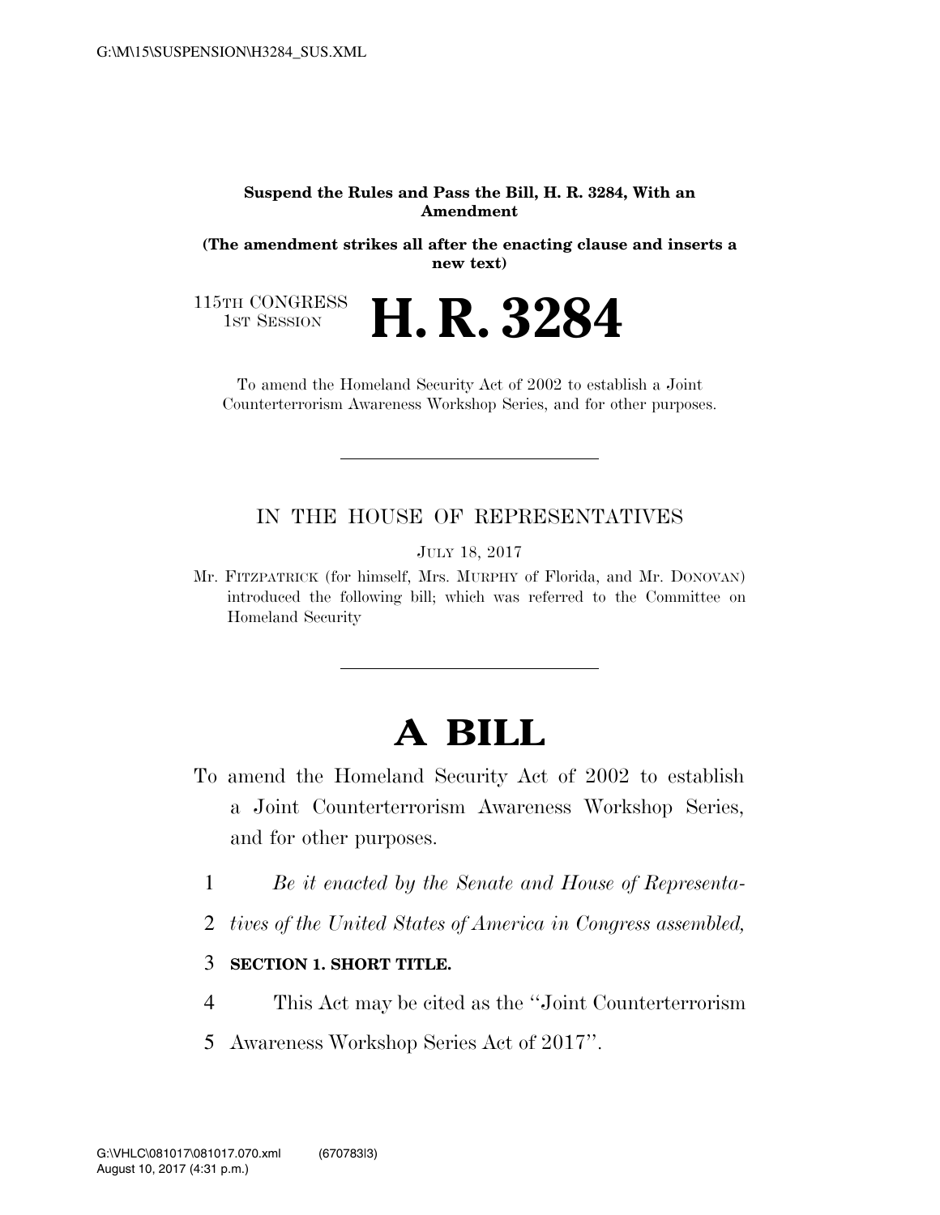**Suspend the Rules and Pass the Bill, H. R. 3284, With an Amendment**

**(The amendment strikes all after the enacting clause and inserts a new text)**

115TH CONGRESS
1ST SESSION

# H. R. 3284

To amend the Homeland Security Act of 2002 to establish a Joint Counterterrorism Awareness Workshop Series, and for other purposes.

---

IN THE HOUSE OF REPRESENTATIVES

JULY 18, 2017

Mr. FITZPATRICK (for himself, Mrs. MURPHY of Florida, and Mr. DONOVAN) introduced the following bill; which was referred to the Committee on Homeland Security

---

# A BILL

To amend the Homeland Security Act of 2002 to establish a Joint Counterterrorism Awareness Workshop Series, and for other purposes.

1 *Be it enacted by the Senate and House of Representa-*
2 *tives of the United States of America in Congress assembled,*

3 **SECTION 1. SHORT TITLE.**

4 This Act may be cited as the "Joint Counterterrorism
5 Awareness Workshop Series Act of 2017".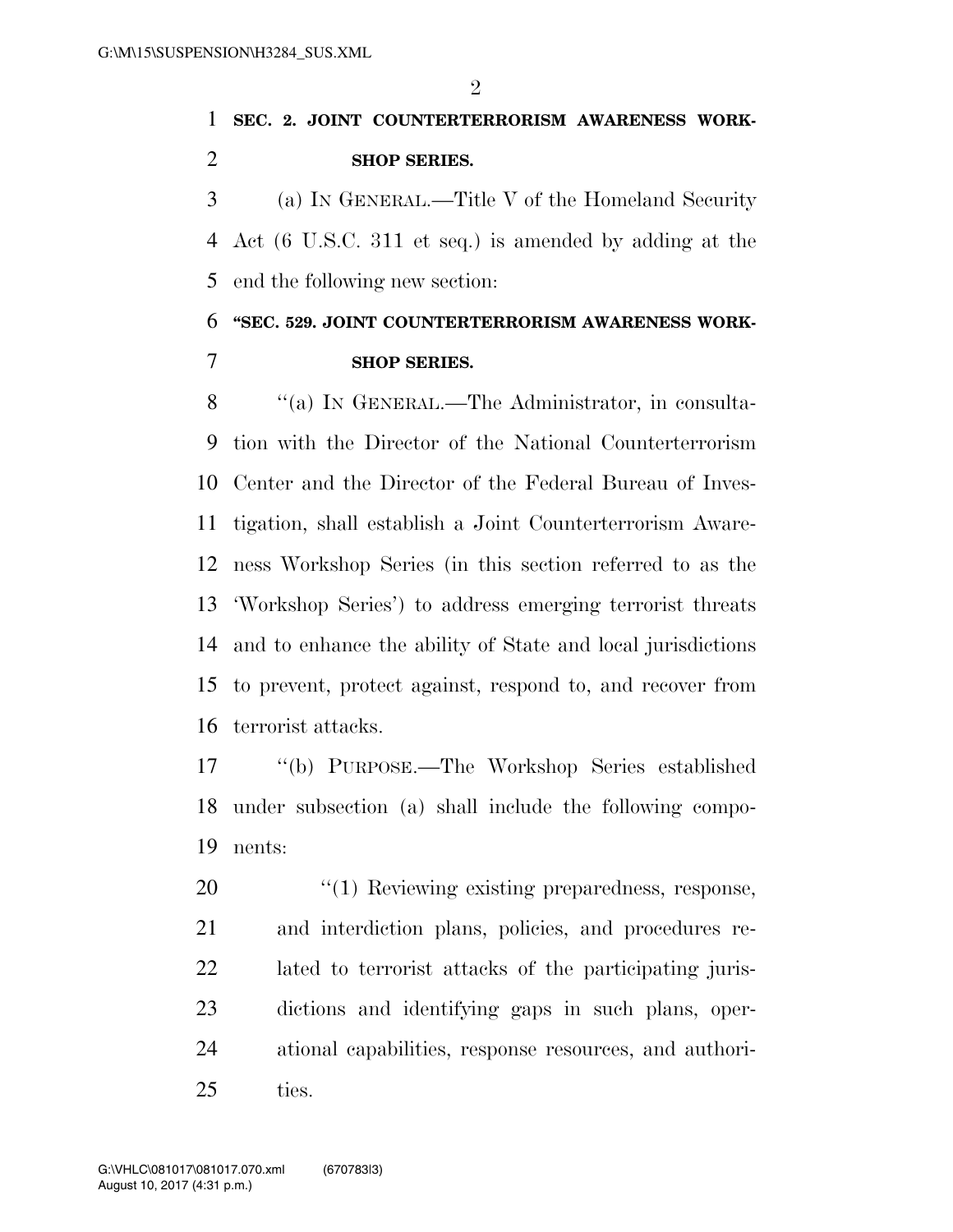**SEC. 2. JOINT COUNTERTERRORISM AWARENESS WORKSHOP SERIES.**

(a) IN GENERAL.—Title V of the Homeland Security Act (6 U.S.C. 311 et seq.) is amended by adding at the end the following new section:

**"SEC. 529. JOINT COUNTERTERRORISM AWARENESS WORKSHOP SERIES.**

"(a) IN GENERAL.—The Administrator, in consultation with the Director of the National Counterterrorism Center and the Director of the Federal Bureau of Investigation, shall establish a Joint Counterterrorism Awareness Workshop Series (in this section referred to as the 'Workshop Series') to address emerging terrorist threats and to enhance the ability of State and local jurisdictions to prevent, protect against, respond to, and recover from terrorist attacks.

"(b) PURPOSE.—The Workshop Series established under subsection (a) shall include the following components:

"(1) Reviewing existing preparedness, response, and interdiction plans, policies, and procedures related to terrorist attacks of the participating jurisdictions and identifying gaps in such plans, operational capabilities, response resources, and authorities.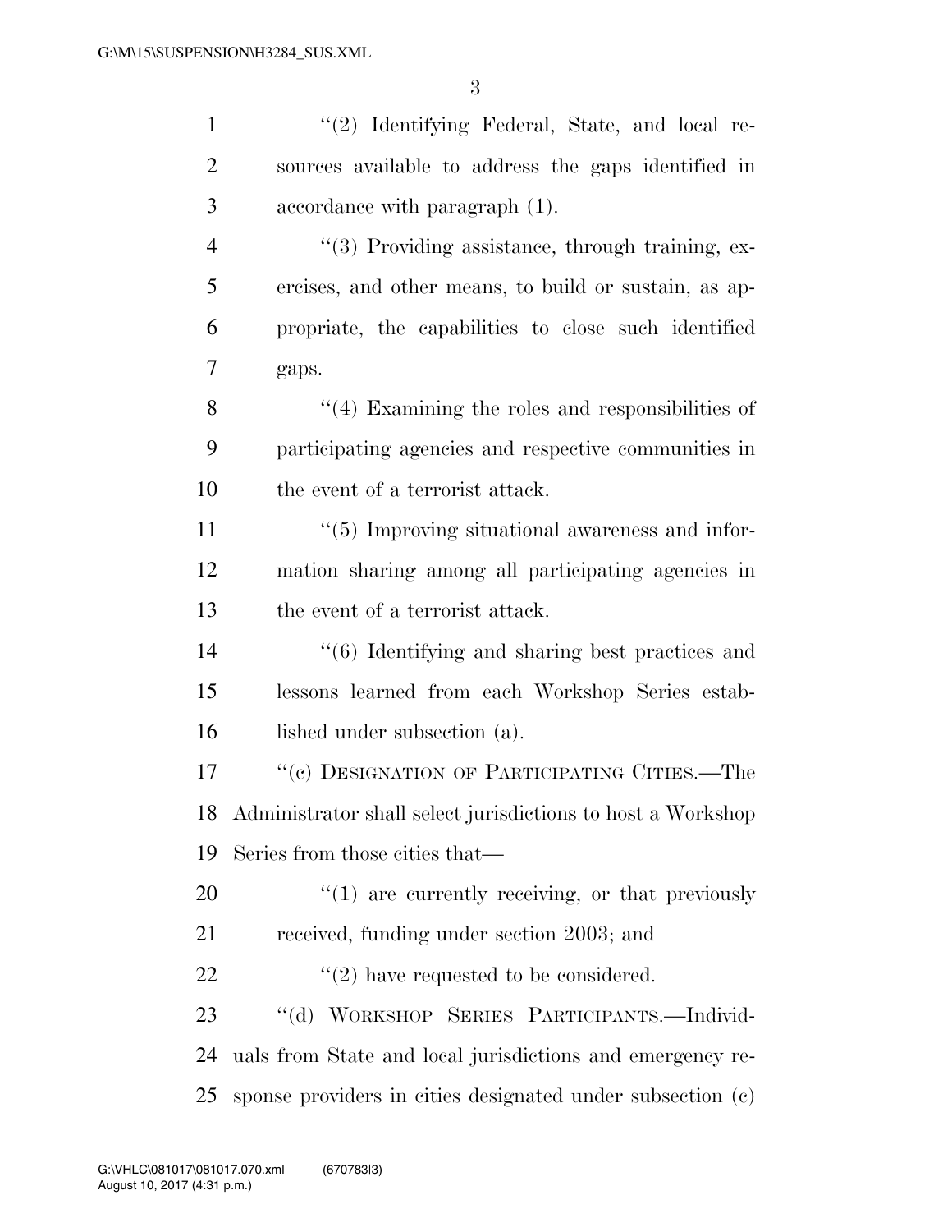"(2) Identifying Federal, State, and local resources available to address the gaps identified in accordance with paragraph (1).

"(3) Providing assistance, through training, exercises, and other means, to build or sustain, as appropriate, the capabilities to close such identified gaps.

"(4) Examining the roles and responsibilities of participating agencies and respective communities in the event of a terrorist attack.

"(5) Improving situational awareness and information sharing among all participating agencies in the event of a terrorist attack.

"(6) Identifying and sharing best practices and lessons learned from each Workshop Series established under subsection (a).

"(c) DESIGNATION OF PARTICIPATING CITIES.—The Administrator shall select jurisdictions to host a Workshop Series from those cities that—

"(1) are currently receiving, or that previously received, funding under section 2003; and

"(2) have requested to be considered.

"(d) WORKSHOP SERIES PARTICIPANTS.—Individuals from State and local jurisdictions and emergency response providers in cities designated under subsection (c)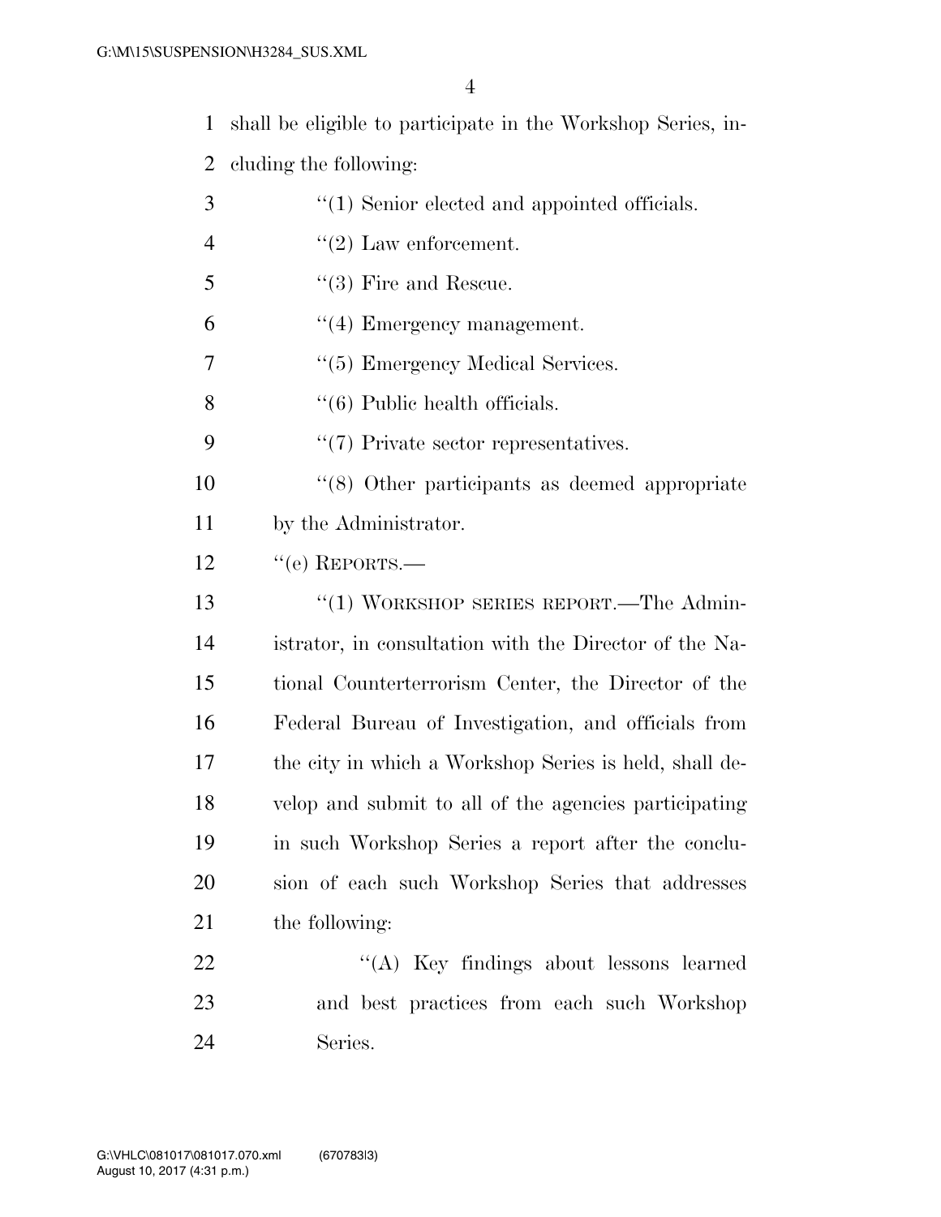shall be eligible to participate in the Workshop Series, including the following:

"(1) Senior elected and appointed officials.

"(2) Law enforcement.

"(3) Fire and Rescue.

"(4) Emergency management.

"(5) Emergency Medical Services.

"(6) Public health officials.

"(7) Private sector representatives.

"(8) Other participants as deemed appropriate by the Administrator.

"(e) REPORTS.—

"(1) WORKSHOP SERIES REPORT.—The Administrator, in consultation with the Director of the National Counterterrorism Center, the Director of the Federal Bureau of Investigation, and officials from the city in which a Workshop Series is held, shall develop and submit to all of the agencies participating in such Workshop Series a report after the conclusion of each such Workshop Series that addresses the following:

"(A) Key findings about lessons learned and best practices from each such Workshop Series.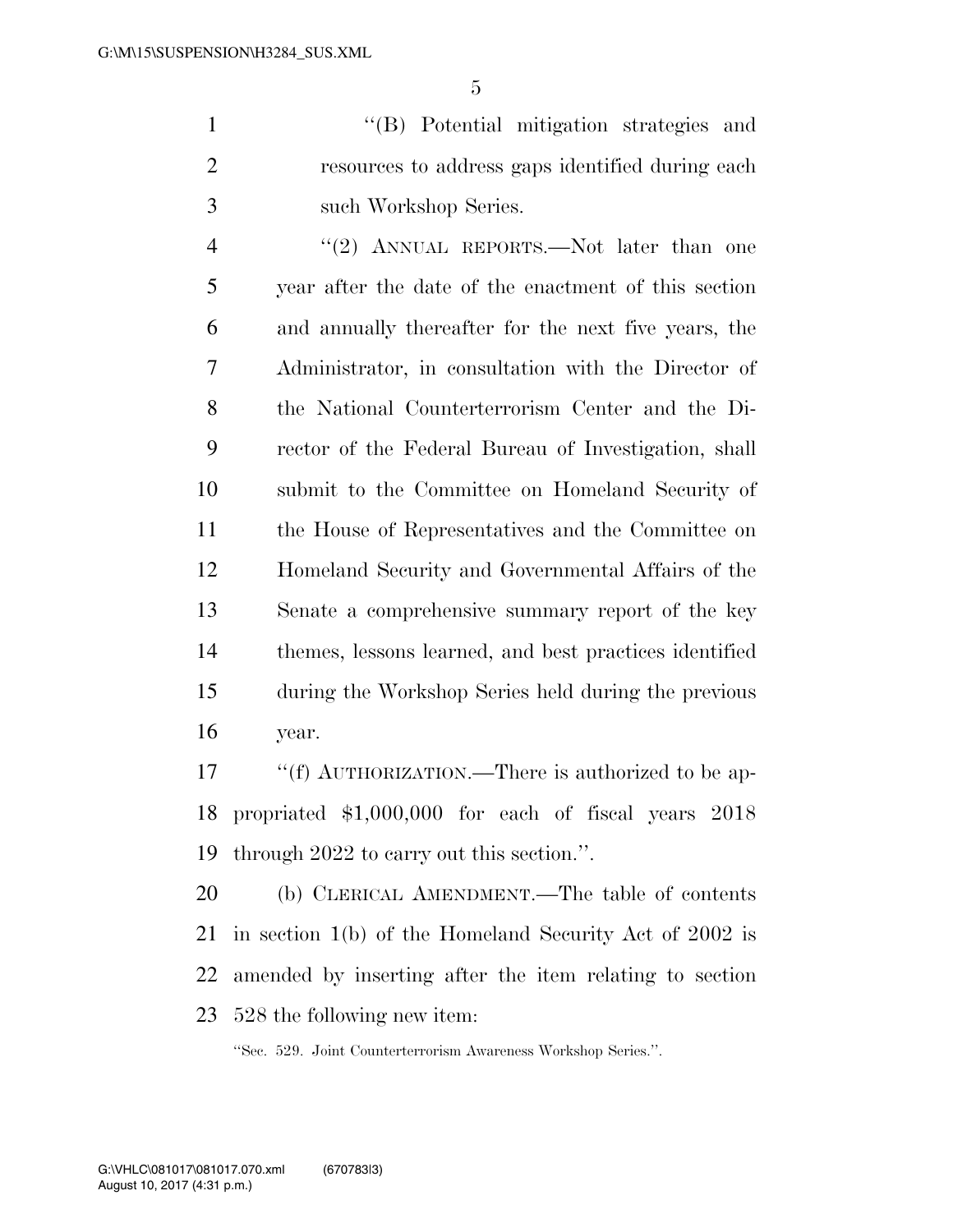"(B) Potential mitigation strategies and resources to address gaps identified during each such Workshop Series.

"(2) ANNUAL REPORTS.—Not later than one year after the date of the enactment of this section and annually thereafter for the next five years, the Administrator, in consultation with the Director of the National Counterterrorism Center and the Director of the Federal Bureau of Investigation, shall submit to the Committee on Homeland Security of the House of Representatives and the Committee on Homeland Security and Governmental Affairs of the Senate a comprehensive summary report of the key themes, lessons learned, and best practices identified during the Workshop Series held during the previous year.

"(f) AUTHORIZATION.—There is authorized to be appropriated $1,000,000 for each of fiscal years 2018 through 2022 to carry out this section.".

(b) CLERICAL AMENDMENT.—The table of contents in section 1(b) of the Homeland Security Act of 2002 is amended by inserting after the item relating to section 528 the following new item:

"Sec. 529. Joint Counterterrorism Awareness Workshop Series.".